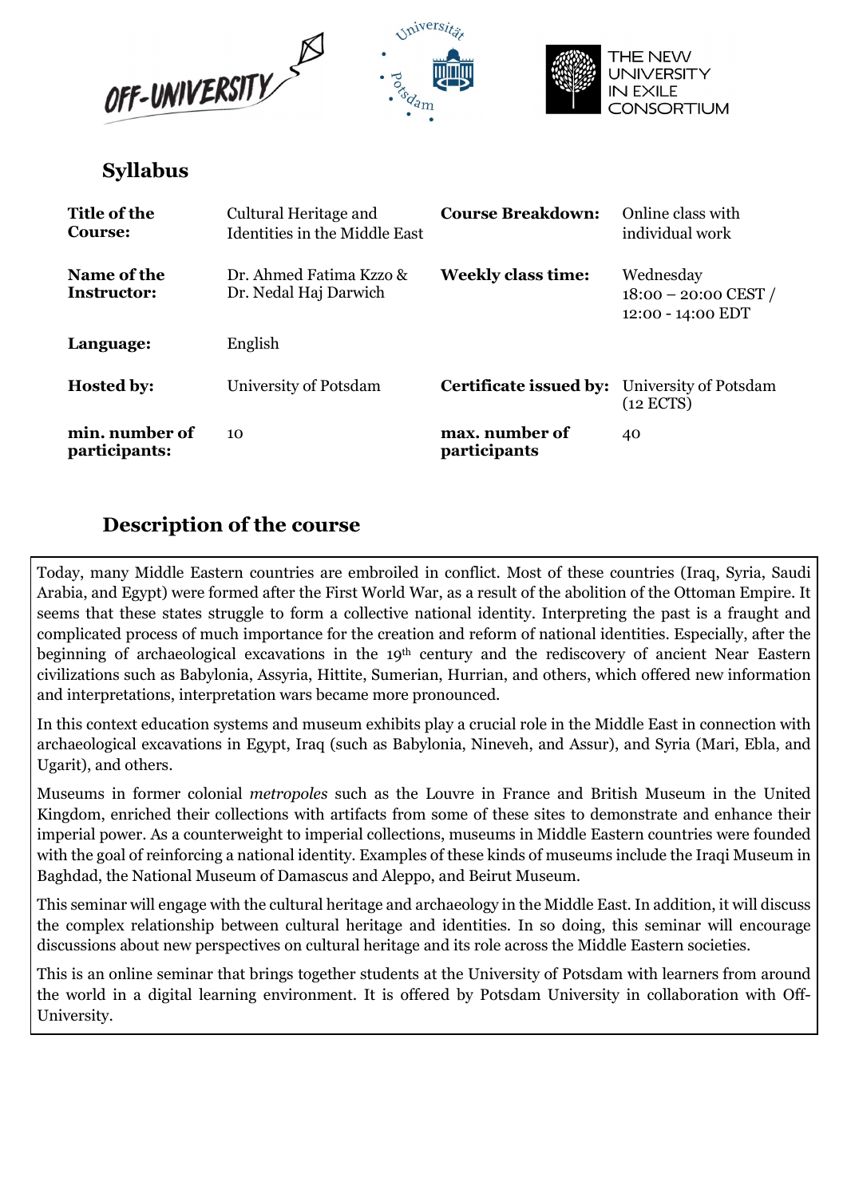## Syllabus

| | | | |
|---|---|---|---|
| **Title of the Course:** | Cultural Heritage and Identities in the Middle East | **Course Breakdown:** | Online class with individual work |
| **Name of the Instructor:** | Dr. Ahmed Fatima Kzzo & Dr. Nedal Haj Darwich | **Weekly class time:** | Wednesday 18:00 – 20:00 CEST / 12:00 - 14:00 EDT |
| **Language:** | English | | |
| **Hosted by:** | University of Potsdam | **Certificate issued by:** | University of Potsdam (12 ECTS) |
| **min. number of participants:** | 10 | **max. number of participants** | 40 |

## Description of the course

Today, many Middle Eastern countries are embroiled in conflict. Most of these countries (Iraq, Syria, Saudi Arabia, and Egypt) were formed after the First World War, as a result of the abolition of the Ottoman Empire. It seems that these states struggle to form a collective national identity. Interpreting the past is a fraught and complicated process of much importance for the creation and reform of national identities. Especially, after the beginning of archaeological excavations in the 19th century and the rediscovery of ancient Near Eastern civilizations such as Babylonia, Assyria, Hittite, Sumerian, Hurrian, and others, which offered new information and interpretations, interpretation wars became more pronounced.

In this context education systems and museum exhibits play a crucial role in the Middle East in connection with archaeological excavations in Egypt, Iraq (such as Babylonia, Nineveh, and Assur), and Syria (Mari, Ebla, and Ugarit), and others.

Museums in former colonial *metropoles* such as the Louvre in France and British Museum in the United Kingdom, enriched their collections with artifacts from some of these sites to demonstrate and enhance their imperial power. As a counterweight to imperial collections, museums in Middle Eastern countries were founded with the goal of reinforcing a national identity. Examples of these kinds of museums include the Iraqi Museum in Baghdad, the National Museum of Damascus and Aleppo, and Beirut Museum.

This seminar will engage with the cultural heritage and archaeology in the Middle East. In addition, it will discuss the complex relationship between cultural heritage and identities. In so doing, this seminar will encourage discussions about new perspectives on cultural heritage and its role across the Middle Eastern societies.

This is an online seminar that brings together students at the University of Potsdam with learners from around the world in a digital learning environment. It is offered by Potsdam University in collaboration with Off-University.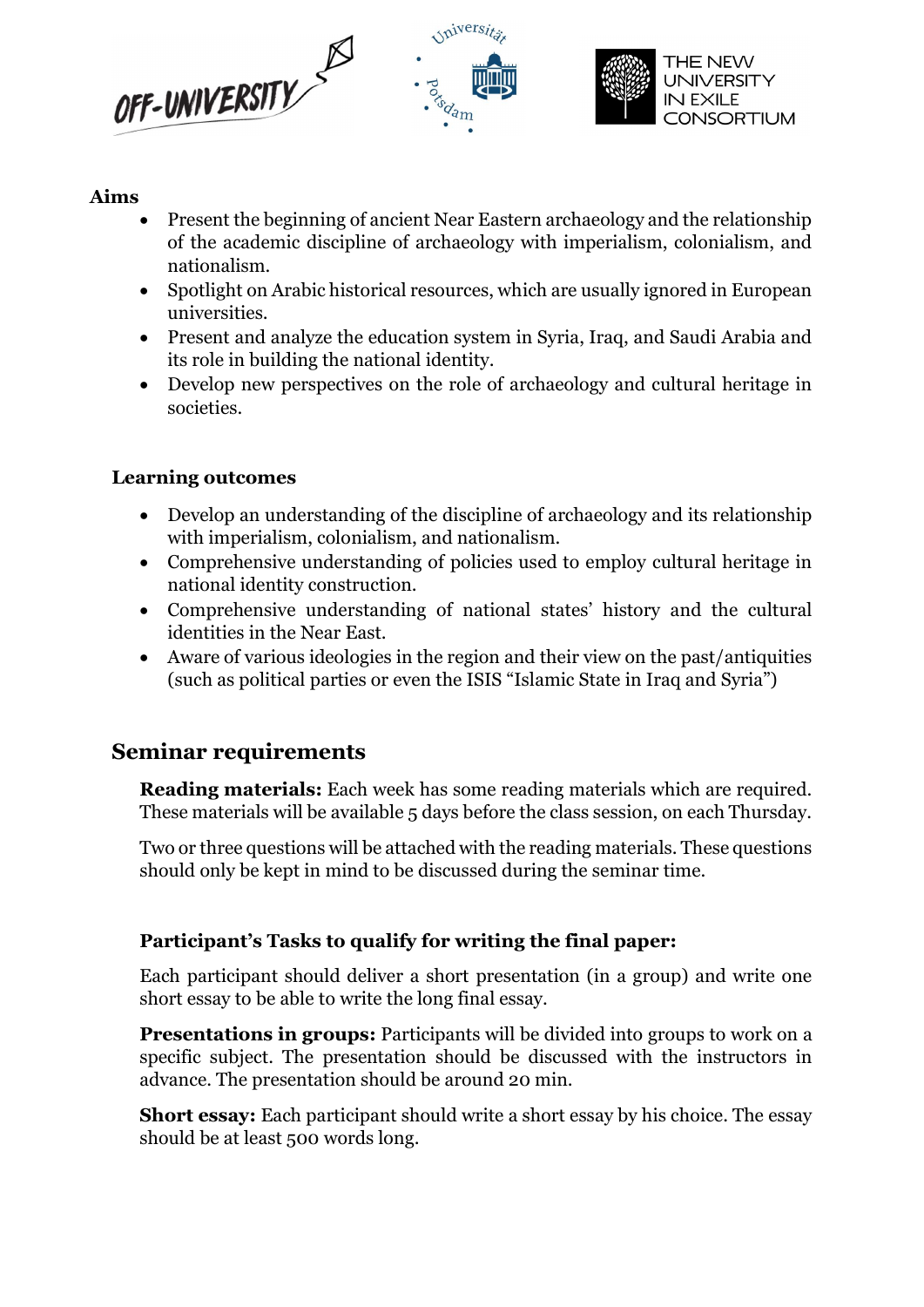**Aims**

- Present the beginning of ancient Near Eastern archaeology and the relationship of the academic discipline of archaeology with imperialism, colonialism, and nationalism.
- Spotlight on Arabic historical resources, which are usually ignored in European universities.
- Present and analyze the education system in Syria, Iraq, and Saudi Arabia and its role in building the national identity.
- Develop new perspectives on the role of archaeology and cultural heritage in societies.

**Learning outcomes**

- Develop an understanding of the discipline of archaeology and its relationship with imperialism, colonialism, and nationalism.
- Comprehensive understanding of policies used to employ cultural heritage in national identity construction.
- Comprehensive understanding of national states' history and the cultural identities in the Near East.
- Aware of various ideologies in the region and their view on the past/antiquities (such as political parties or even the ISIS "Islamic State in Iraq and Syria")

## Seminar requirements

**Reading materials:** Each week has some reading materials which are required. These materials will be available 5 days before the class session, on each Thursday.

Two or three questions will be attached with the reading materials. These questions should only be kept in mind to be discussed during the seminar time.

### Participant's Tasks to qualify for writing the final paper:

Each participant should deliver a short presentation (in a group) and write one short essay to be able to write the long final essay.

**Presentations in groups:** Participants will be divided into groups to work on a specific subject. The presentation should be discussed with the instructors in advance. The presentation should be around 20 min.

**Short essay:** Each participant should write a short essay by his choice. The essay should be at least 500 words long.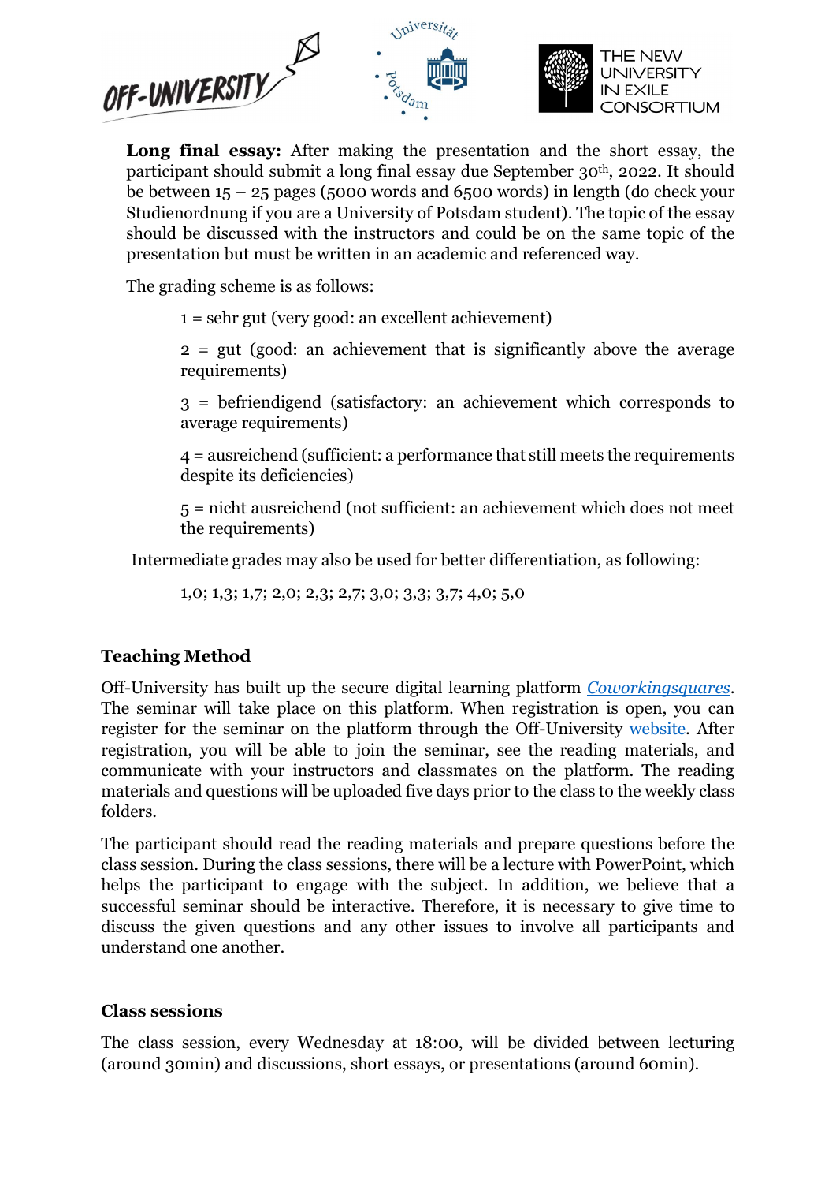**Long final essay:** After making the presentation and the short essay, the participant should submit a long final essay due September 30th, 2022. It should be between 15 – 25 pages (5000 words and 6500 words) in length (do check your Studienordnung if you are a University of Potsdam student). The topic of the essay should be discussed with the instructors and could be on the same topic of the presentation but must be written in an academic and referenced way.

The grading scheme is as follows:

1 = sehr gut (very good: an excellent achievement)

2 = gut (good: an achievement that is significantly above the average requirements)

3 = befriendigend (satisfactory: an achievement which corresponds to average requirements)

4 = ausreichend (sufficient: a performance that still meets the requirements despite its deficiencies)

5 = nicht ausreichend (not sufficient: an achievement which does not meet the requirements)

Intermediate grades may also be used for better differentiation, as following:

1,0; 1,3; 1,7; 2,0; 2,3; 2,7; 3,0; 3,3; 3,7; 4,0; 5,0

## Teaching Method

Off-University has built up the secure digital learning platform *Coworkingsquares*. The seminar will take place on this platform. When registration is open, you can register for the seminar on the platform through the Off-University website. After registration, you will be able to join the seminar, see the reading materials, and communicate with your instructors and classmates on the platform. The reading materials and questions will be uploaded five days prior to the class to the weekly class folders.

The participant should read the reading materials and prepare questions before the class session. During the class sessions, there will be a lecture with PowerPoint, which helps the participant to engage with the subject. In addition, we believe that a successful seminar should be interactive. Therefore, it is necessary to give time to discuss the given questions and any other issues to involve all participants and understand one another.

## Class sessions

The class session, every Wednesday at 18:00, will be divided between lecturing (around 30min) and discussions, short essays, or presentations (around 60min).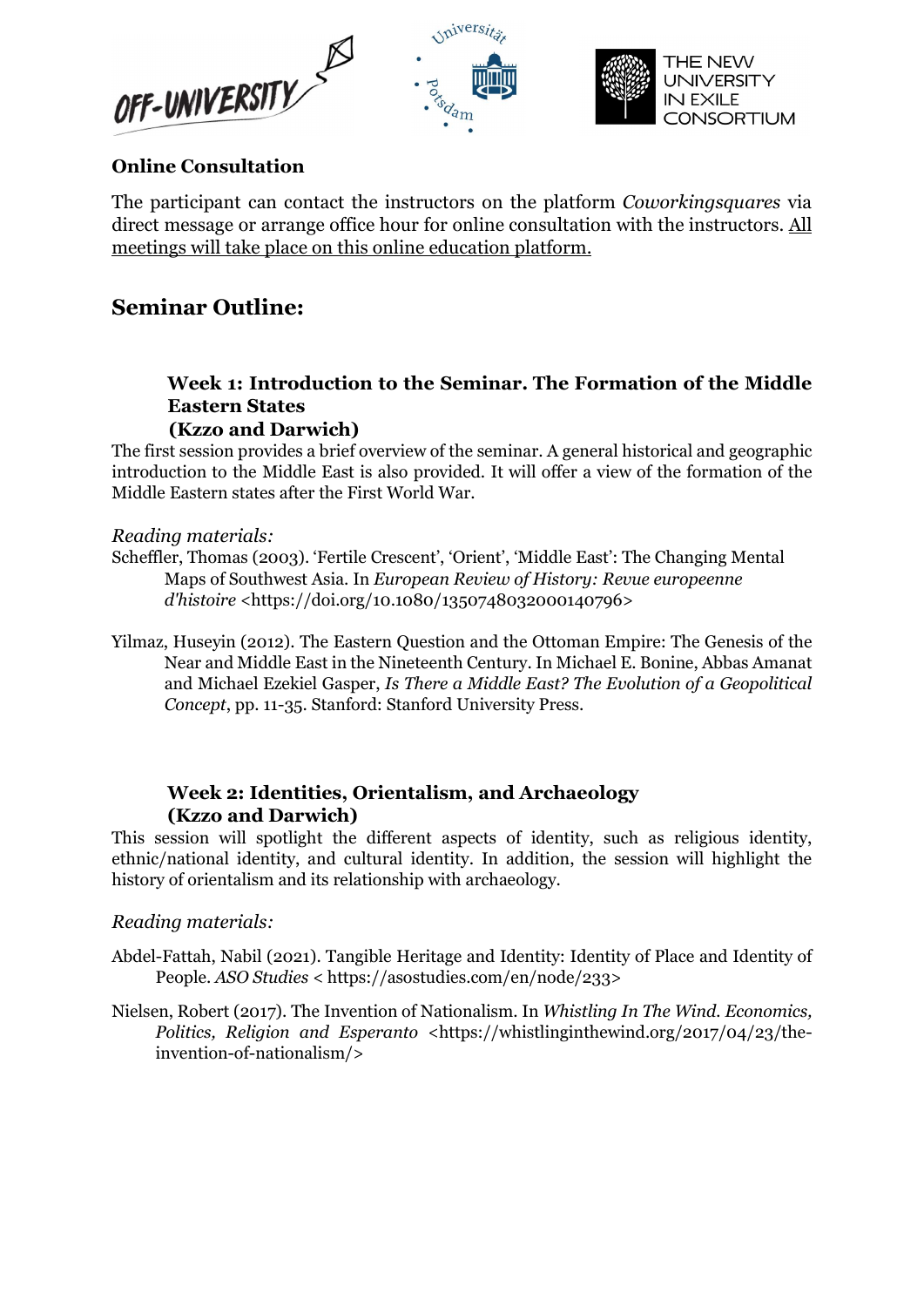**Online Consultation**

The participant can contact the instructors on the platform *Coworkingsquares* via direct message or arrange office hour for online consultation with the instructors. All meetings will take place on this online education platform.

## Seminar Outline:

### Week 1: Introduction to the Seminar. The Formation of the Middle Eastern States (Kzzo and Darwich)

The first session provides a brief overview of the seminar. A general historical and geographic introduction to the Middle East is also provided. It will offer a view of the formation of the Middle Eastern states after the First World War.

*Reading materials:*

Scheffler, Thomas (2003). 'Fertile Crescent', 'Orient', 'Middle East': The Changing Mental Maps of Southwest Asia. In *European Review of History: Revue europeenne d'histoire* <https://doi.org/10.1080/1350748032000140796>

Yilmaz, Huseyin (2012). The Eastern Question and the Ottoman Empire: The Genesis of the Near and Middle East in the Nineteenth Century. In Michael E. Bonine, Abbas Amanat and Michael Ezekiel Gasper, *Is There a Middle East? The Evolution of a Geopolitical Concept*, pp. 11-35. Stanford: Stanford University Press.

### Week 2: Identities, Orientalism, and Archaeology (Kzzo and Darwich)

This session will spotlight the different aspects of identity, such as religious identity, ethnic/national identity, and cultural identity. In addition, the session will highlight the history of orientalism and its relationship with archaeology.

*Reading materials:*

Abdel-Fattah, Nabil (2021). Tangible Heritage and Identity: Identity of Place and Identity of People. *ASO Studies* < https://asostudies.com/en/node/233>

Nielsen, Robert (2017). The Invention of Nationalism. In *Whistling In The Wind. Economics, Politics, Religion and Esperanto* <https://whistlinginthewind.org/2017/04/23/the-invention-of-nationalism/>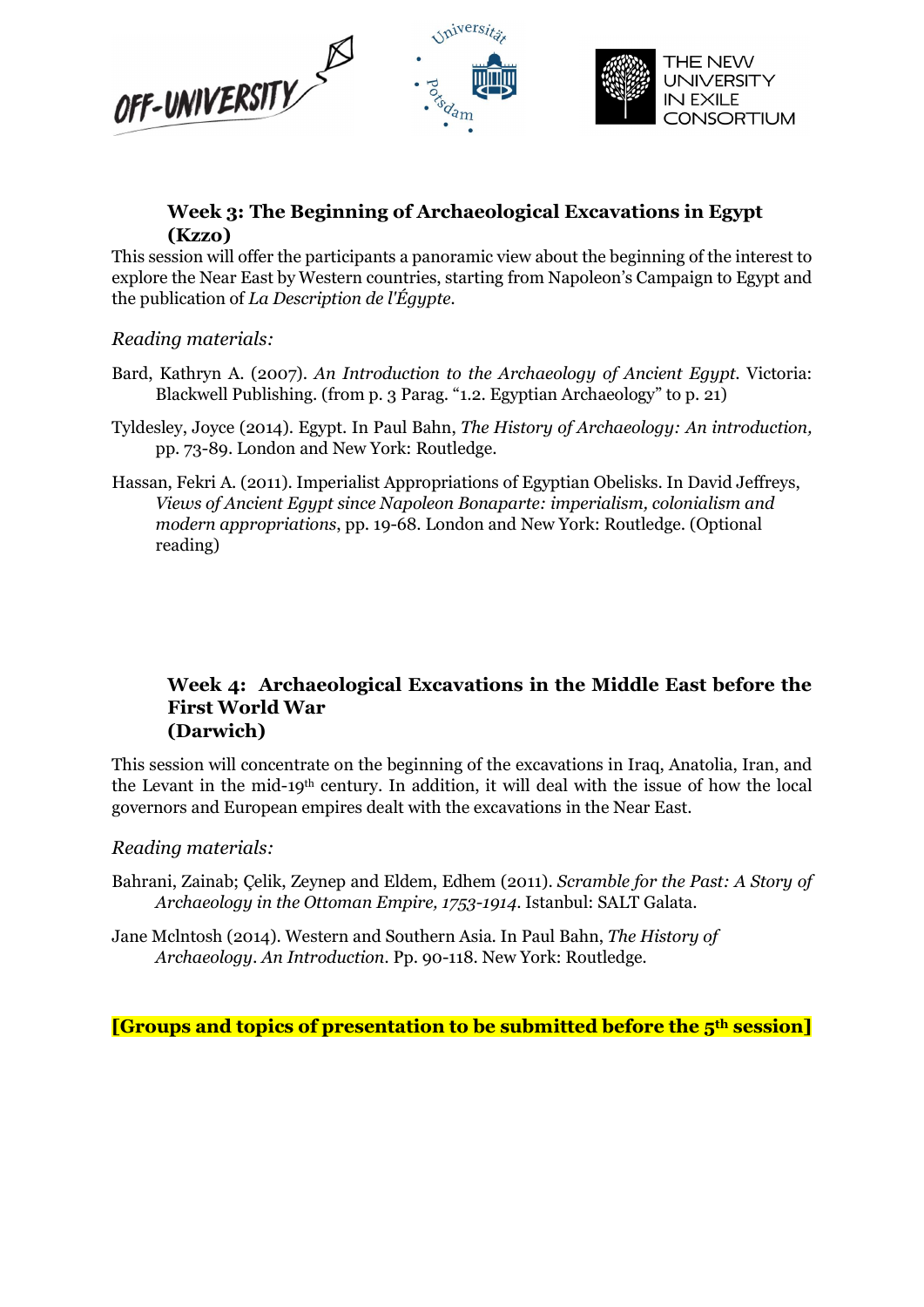### Week 3: The Beginning of Archaeological Excavations in Egypt (Kzzo)

This session will offer the participants a panoramic view about the beginning of the interest to explore the Near East by Western countries, starting from Napoleon's Campaign to Egypt and the publication of *La Description de l'Égypte*.

*Reading materials:*

Bard, Kathryn A. (2007). *An Introduction to the Archaeology of Ancient Egypt*. Victoria: Blackwell Publishing. (from p. 3 Parag. "1.2. Egyptian Archaeology" to p. 21)

Tyldesley, Joyce (2014). Egypt. In Paul Bahn, *The History of Archaeology: An introduction,* pp. 73-89. London and New York: Routledge.

Hassan, Fekri A. (2011). Imperialist Appropriations of Egyptian Obelisks. In David Jeffreys, *Views of Ancient Egypt since Napoleon Bonaparte: imperialism, colonialism and modern appropriations*, pp. 19-68. London and New York: Routledge. (Optional reading)

### Week 4: Archaeological Excavations in the Middle East before the First World War (Darwich)

This session will concentrate on the beginning of the excavations in Iraq, Anatolia, Iran, and the Levant in the mid-19th century. In addition, it will deal with the issue of how the local governors and European empires dealt with the excavations in the Near East.

*Reading materials:*

Bahrani, Zainab; Çelik, Zeynep and Eldem, Edhem (2011). *Scramble for the Past: A Story of Archaeology in the Ottoman Empire, 1753-1914*. Istanbul: SALT Galata.

Jane Mclntosh (2014). Western and Southern Asia. In Paul Bahn, *The History of Archaeology. An Introduction*. Pp. 90-118. New York: Routledge.

**[Groups and topics of presentation to be submitted before the 5th session]**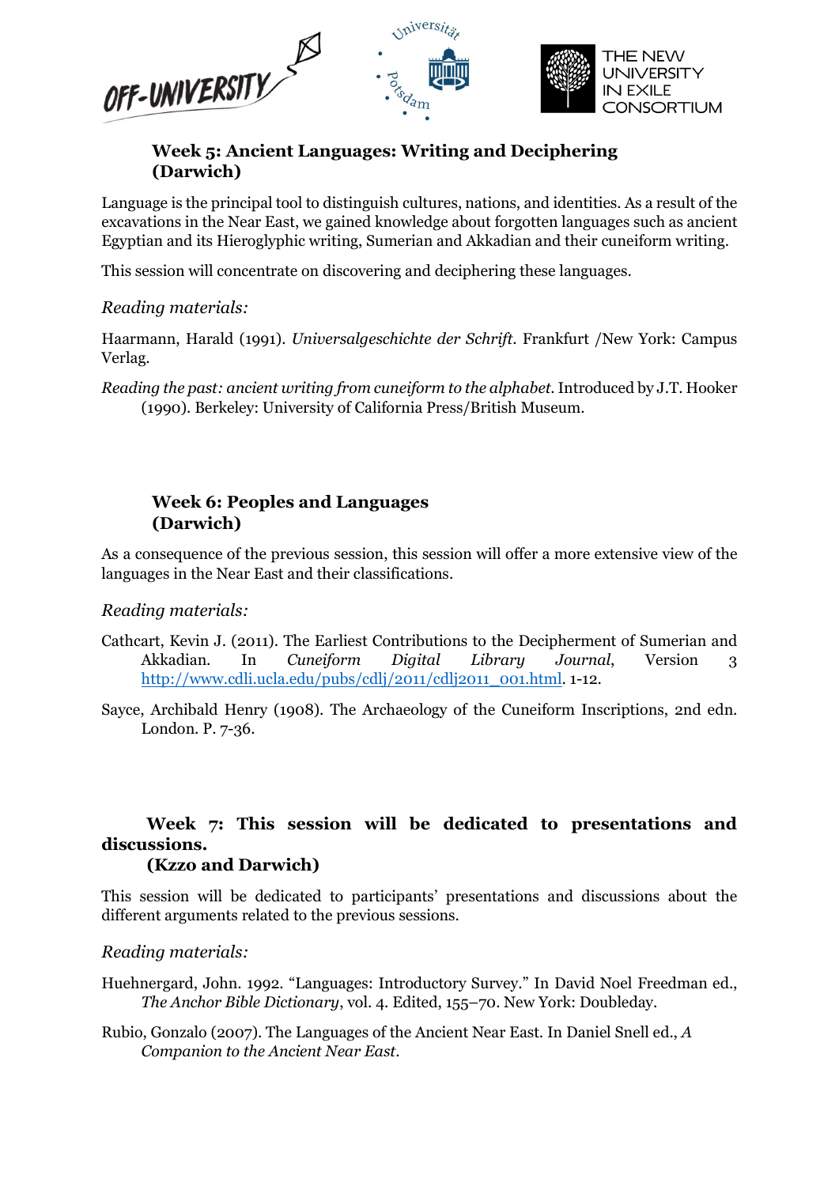### Week 5: Ancient Languages: Writing and Deciphering (Darwich)

Language is the principal tool to distinguish cultures, nations, and identities. As a result of the excavations in the Near East, we gained knowledge about forgotten languages such as ancient Egyptian and its Hieroglyphic writing, Sumerian and Akkadian and their cuneiform writing.

This session will concentrate on discovering and deciphering these languages.

*Reading materials:*

Haarmann, Harald (1991). *Universalgeschichte der Schrift*. Frankfurt /New York: Campus Verlag.

*Reading the past: ancient writing from cuneiform to the alphabet*. Introduced by J.T. Hooker (1990). Berkeley: University of California Press/British Museum.

### Week 6: Peoples and Languages (Darwich)

As a consequence of the previous session, this session will offer a more extensive view of the languages in the Near East and their classifications.

*Reading materials:*

Cathcart, Kevin J. (2011). The Earliest Contributions to the Decipherment of Sumerian and Akkadian. In *Cuneiform Digital Library Journal*, Version 3 http://www.cdli.ucla.edu/pubs/cdlj/2011/cdlj2011_001.html. 1-12.

Sayce, Archibald Henry (1908). The Archaeology of the Cuneiform Inscriptions, 2nd edn. London. P. 7-36.

### Week 7: This session will be dedicated to presentations and discussions. (Kzzo and Darwich)

This session will be dedicated to participants' presentations and discussions about the different arguments related to the previous sessions.

*Reading materials:*

Huehnergard, John. 1992. "Languages: Introductory Survey." In David Noel Freedman ed., *The Anchor Bible Dictionary*, vol. 4. Edited, 155–70. New York: Doubleday.

Rubio, Gonzalo (2007). The Languages of the Ancient Near East. In Daniel Snell ed., *A Companion to the Ancient Near East*.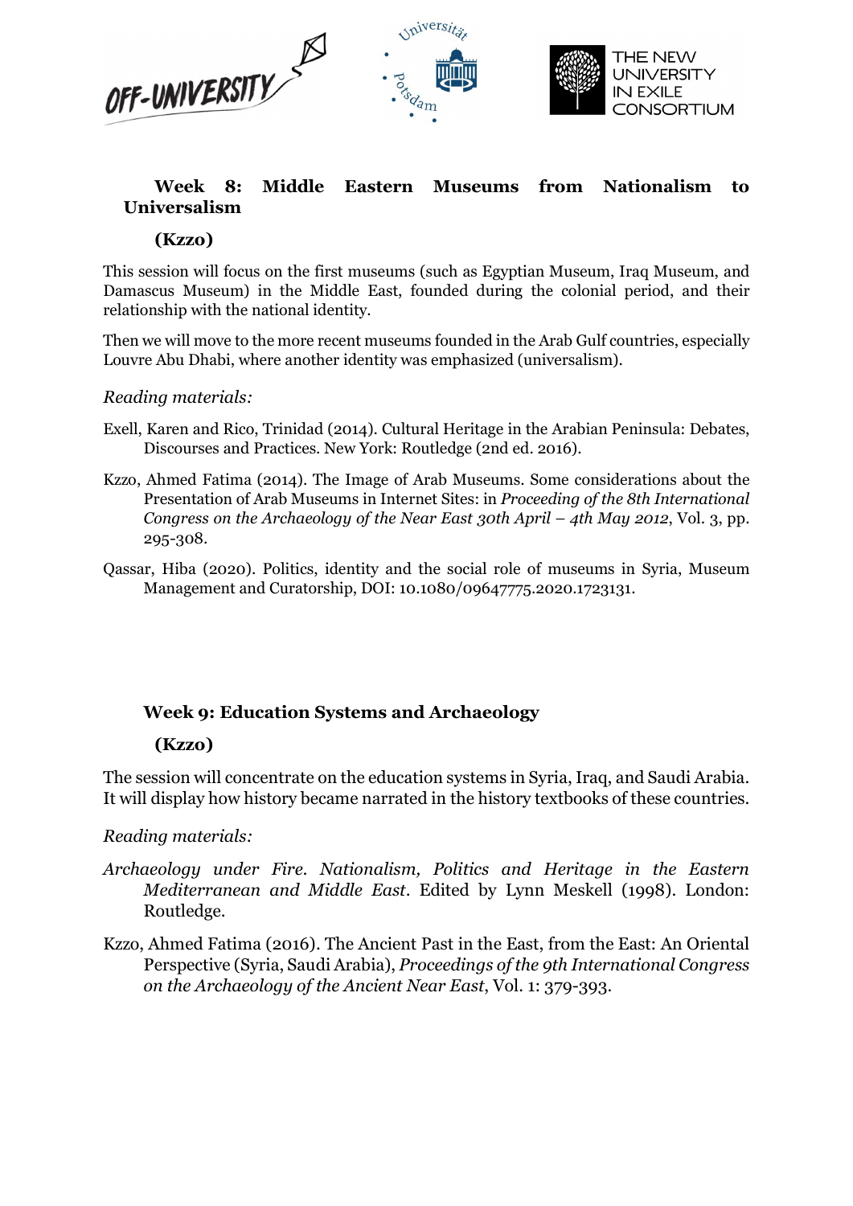## Week 8: Middle Eastern Museums from Nationalism to Universalism

**(Kzzo)**

This session will focus on the first museums (such as Egyptian Museum, Iraq Museum, and Damascus Museum) in the Middle East, founded during the colonial period, and their relationship with the national identity.

Then we will move to the more recent museums founded in the Arab Gulf countries, especially Louvre Abu Dhabi, where another identity was emphasized (universalism).

*Reading materials:*

Exell, Karen and Rico, Trinidad (2014). Cultural Heritage in the Arabian Peninsula: Debates, Discourses and Practices. New York: Routledge (2nd ed. 2016).

Kzzo, Ahmed Fatima (2014). The Image of Arab Museums. Some considerations about the Presentation of Arab Museums in Internet Sites: in *Proceeding of the 8th International Congress on the Archaeology of the Near East 30th April – 4th May 2012*, Vol. 3, pp. 295-308.

Qassar, Hiba (2020). Politics, identity and the social role of museums in Syria, Museum Management and Curatorship, DOI: 10.1080/09647775.2020.1723131.

## Week 9: Education Systems and Archaeology

**(Kzzo)**

The session will concentrate on the education systems in Syria, Iraq, and Saudi Arabia. It will display how history became narrated in the history textbooks of these countries.

*Reading materials:*

*Archaeology under Fire. Nationalism, Politics and Heritage in the Eastern Mediterranean and Middle East*. Edited by Lynn Meskell (1998). London: Routledge.

Kzzo, Ahmed Fatima (2016). The Ancient Past in the East, from the East: An Oriental Perspective (Syria, Saudi Arabia), *Proceedings of the 9th International Congress on the Archaeology of the Ancient Near East*, Vol. 1: 379-393.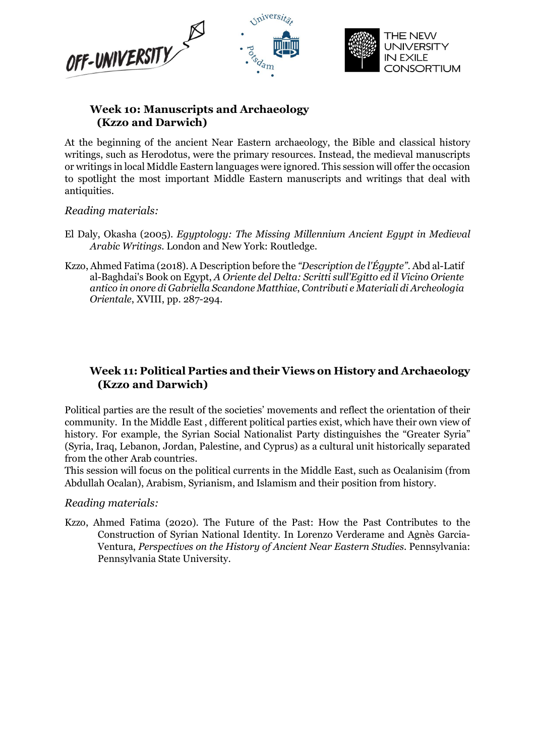### Week 10: Manuscripts and Archaeology (Kzzo and Darwich)

At the beginning of the ancient Near Eastern archaeology, the Bible and classical history writings, such as Herodotus, were the primary resources. Instead, the medieval manuscripts or writings in local Middle Eastern languages were ignored. This session will offer the occasion to spotlight the most important Middle Eastern manuscripts and writings that deal with antiquities.

*Reading materials:*

El Daly, Okasha (2005). *Egyptology: The Missing Millennium Ancient Egypt in Medieval Arabic Writings*. London and New York: Routledge.

Kzzo, Ahmed Fatima (2018). A Description before the *"Description de l'Égypte"*. Abd al-Latif al-Baghdai's Book on Egypt, *A Oriente del Delta: Scritti sull'Egitto ed il Vicino Oriente antico in onore di Gabriella Scandone Matthiae*, *Contributi e Materiali di Archeologia Orientale*, XVIII, pp. 287-294.

### Week 11: Political Parties and their Views on History and Archaeology (Kzzo and Darwich)

Political parties are the result of the societies' movements and reflect the orientation of their community. In the Middle East , different political parties exist, which have their own view of history. For example, the Syrian Social Nationalist Party distinguishes the "Greater Syria" (Syria, Iraq, Lebanon, Jordan, Palestine, and Cyprus) as a cultural unit historically separated from the other Arab countries.
This session will focus on the political currents in the Middle East, such as Ocalanisim (from Abdullah Ocalan), Arabism, Syrianism, and Islamism and their position from history.

*Reading materials:*

Kzzo, Ahmed Fatima (2020). The Future of the Past: How the Past Contributes to the Construction of Syrian National Identity. In Lorenzo Verderame and Agnès Garcia-Ventura, *Perspectives on the History of Ancient Near Eastern Studies*. Pennsylvania: Pennsylvania State University.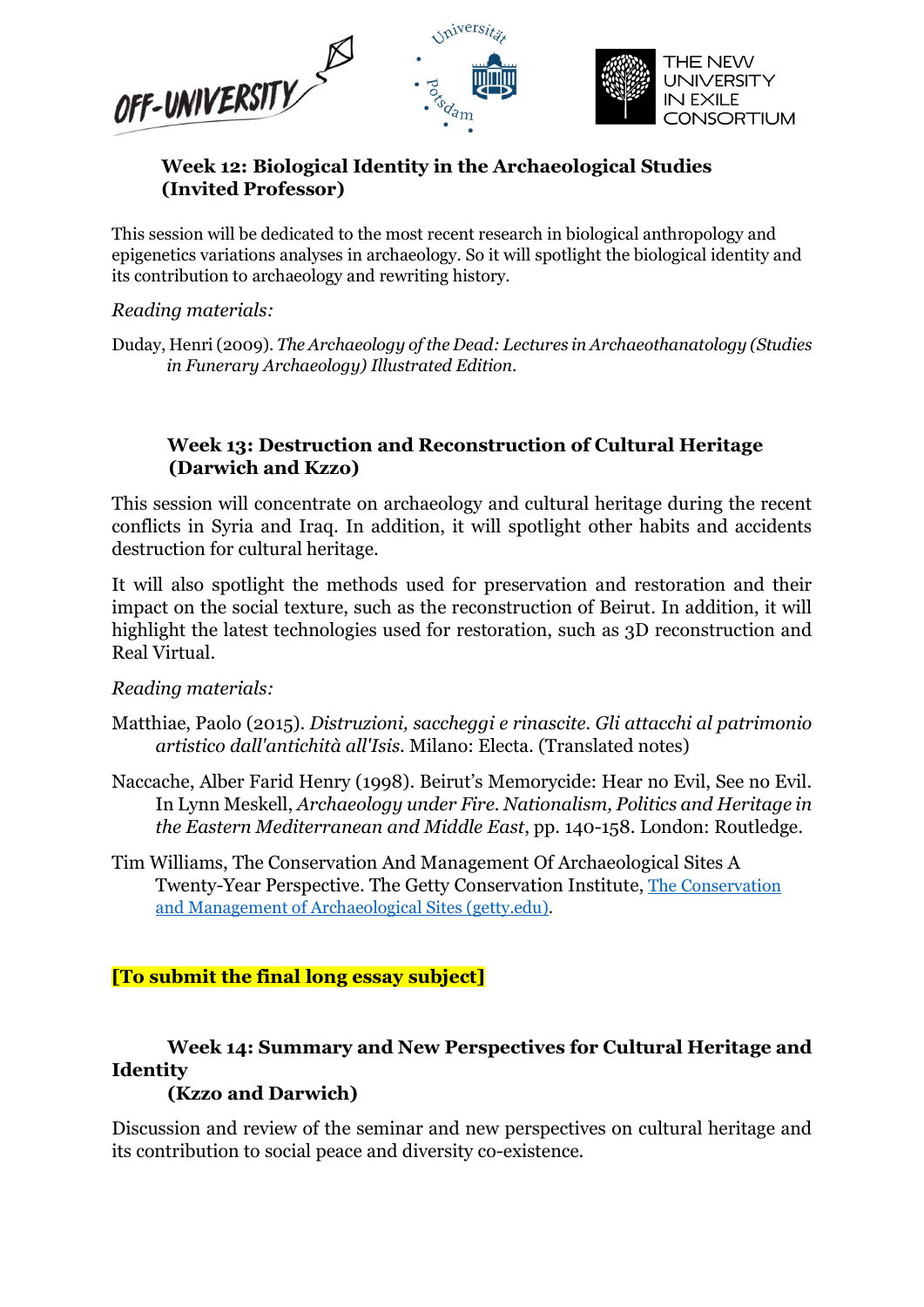### Week 12: Biological Identity in the Archaeological Studies (Invited Professor)

This session will be dedicated to the most recent research in biological anthropology and epigenetics variations analyses in archaeology. So it will spotlight the biological identity and its contribution to archaeology and rewriting history.

*Reading materials:*

Duday, Henri (2009). *The Archaeology of the Dead: Lectures in Archaeothanatology (Studies in Funerary Archaeology) Illustrated Edition.*

### Week 13: Destruction and Reconstruction of Cultural Heritage (Darwich and Kzzo)

This session will concentrate on archaeology and cultural heritage during the recent conflicts in Syria and Iraq. In addition, it will spotlight other habits and accidents destruction for cultural heritage.

It will also spotlight the methods used for preservation and restoration and their impact on the social texture, such as the reconstruction of Beirut. In addition, it will highlight the latest technologies used for restoration, such as 3D reconstruction and Real Virtual.

*Reading materials:*

Matthiae, Paolo (2015). *Distruzioni, saccheggi e rinascite. Gli attacchi al patrimonio artistico dall'antichità all'Isis.* Milano: Electa. (Translated notes)

Naccache, Alber Farid Henry (1998). Beirut's Memorycide: Hear no Evil, See no Evil. In Lynn Meskell, *Archaeology under Fire. Nationalism, Politics and Heritage in the Eastern Mediterranean and Middle East*, pp. 140-158. London: Routledge.

Tim Williams, The Conservation And Management Of Archaeological Sites A Twenty-Year Perspective. The Getty Conservation Institute, [The Conservation and Management of Archaeological Sites (getty.edu)].

**[To submit the final long essay subject]**

### Week 14: Summary and New Perspectives for Cultural Heritage and Identity (Kzzo and Darwich)

Discussion and review of the seminar and new perspectives on cultural heritage and its contribution to social peace and diversity co-existence.